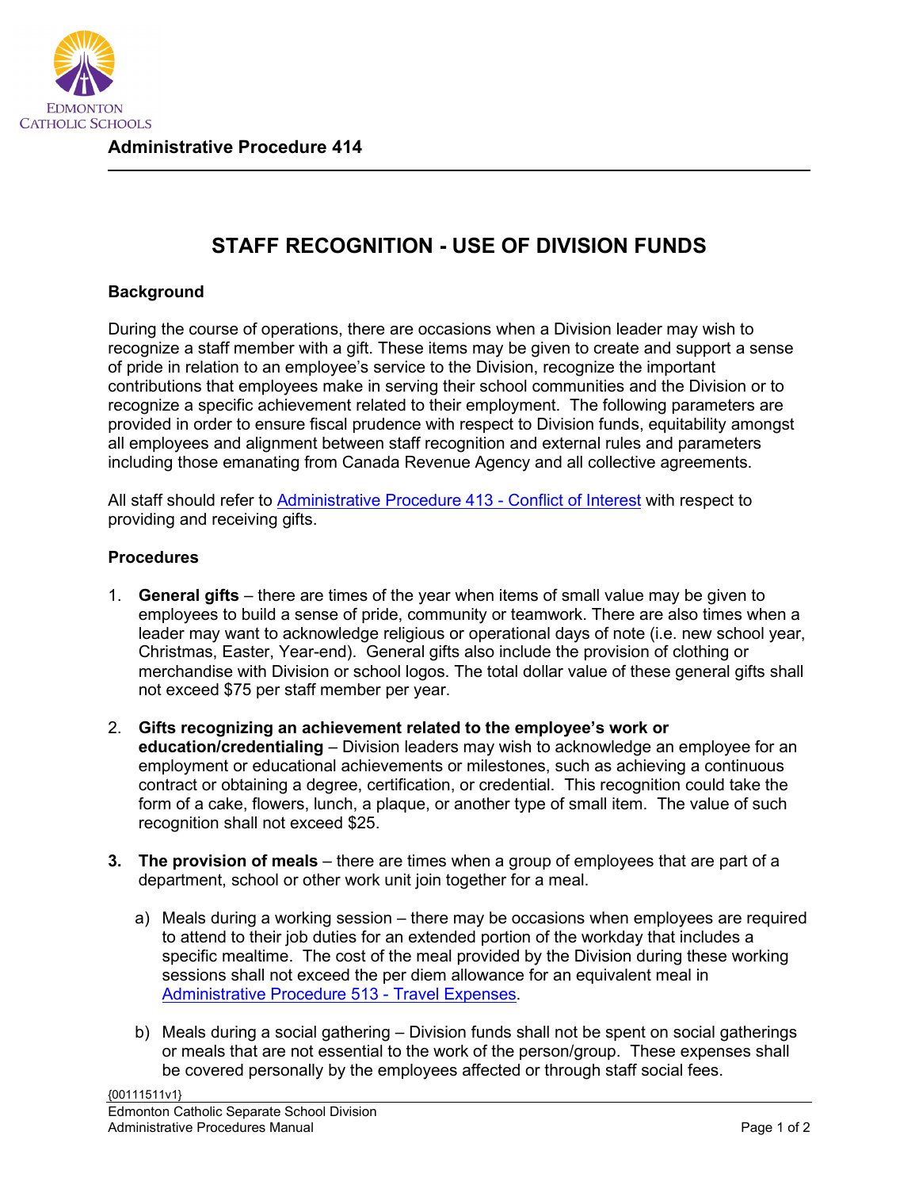Edmonton Catholic Schools

**Administrative Procedure 414**

# STAFF RECOGNITION - USE OF DIVISION FUNDS

## Background

During the course of operations, there are occasions when a Division leader may wish to recognize a staff member with a gift. These items may be given to create and support a sense of pride in relation to an employee's service to the Division, recognize the important contributions that employees make in serving their school communities and the Division or to recognize a specific achievement related to their employment. The following parameters are provided in order to ensure fiscal prudence with respect to Division funds, equitability amongst all employees and alignment between staff recognition and external rules and parameters including those emanating from Canada Revenue Agency and all collective agreements.

All staff should refer to [Administrative Procedure 413 - Conflict of Interest] with respect to providing and receiving gifts.

## Procedures

1. **General gifts** – there are times of the year when items of small value may be given to employees to build a sense of pride, community or teamwork. There are also times when a leader may want to acknowledge religious or operational days of note (i.e. new school year, Christmas, Easter, Year-end). General gifts also include the provision of clothing or merchandise with Division or school logos. The total dollar value of these general gifts shall not exceed $75 per staff member per year.

2. **Gifts recognizing an achievement related to the employee's work or education/credentialing** – Division leaders may wish to acknowledge an employee for an employment or educational achievements or milestones, such as achieving a continuous contract or obtaining a degree, certification, or credential. This recognition could take the form of a cake, flowers, lunch, a plaque, or another type of small item. The value of such recognition shall not exceed $25.

3. **The provision of meals** – there are times when a group of employees that are part of a department, school or other work unit join together for a meal.

   a) Meals during a working session – there may be occasions when employees are required to attend to their job duties for an extended portion of the workday that includes a specific mealtime. The cost of the meal provided by the Division during these working sessions shall not exceed the per diem allowance for an equivalent meal in [Administrative Procedure 513 - Travel Expenses].

   b) Meals during a social gathering – Division funds shall not be spent on social gatherings or meals that are not essential to the work of the person/group. These expenses shall be covered personally by the employees affected or through staff social fees.

{00111511v1}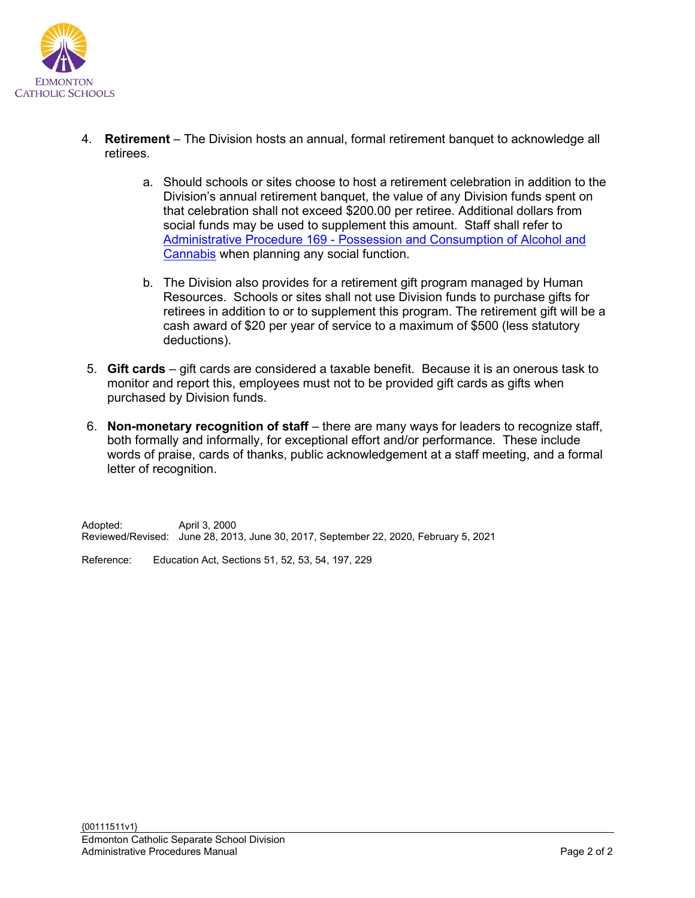4. **Retirement** – The Division hosts an annual, formal retirement banquet to acknowledge all retirees.

   a. Should schools or sites choose to host a retirement celebration in addition to the Division's annual retirement banquet, the value of any Division funds spent on that celebration shall not exceed $200.00 per retiree. Additional dollars from social funds may be used to supplement this amount. Staff shall refer to Administrative Procedure 169 - Possession and Consumption of Alcohol and Cannabis when planning any social function.

   b. The Division also provides for a retirement gift program managed by Human Resources. Schools or sites shall not use Division funds to purchase gifts for retirees in addition to or to supplement this program. The retirement gift will be a cash award of $20 per year of service to a maximum of $500 (less statutory deductions).

5. **Gift cards** – gift cards are considered a taxable benefit. Because it is an onerous task to monitor and report this, employees must not to be provided gift cards as gifts when purchased by Division funds.

6. **Non-monetary recognition of staff** – there are many ways for leaders to recognize staff, both formally and informally, for exceptional effort and/or performance. These include words of praise, cards of thanks, public acknowledgement at a staff meeting, and a formal letter of recognition.

Adopted: April 3, 2000
Reviewed/Revised: June 28, 2013, June 30, 2017, September 22, 2020, February 5, 2021

Reference: Education Act, Sections 51, 52, 53, 54, 197, 229